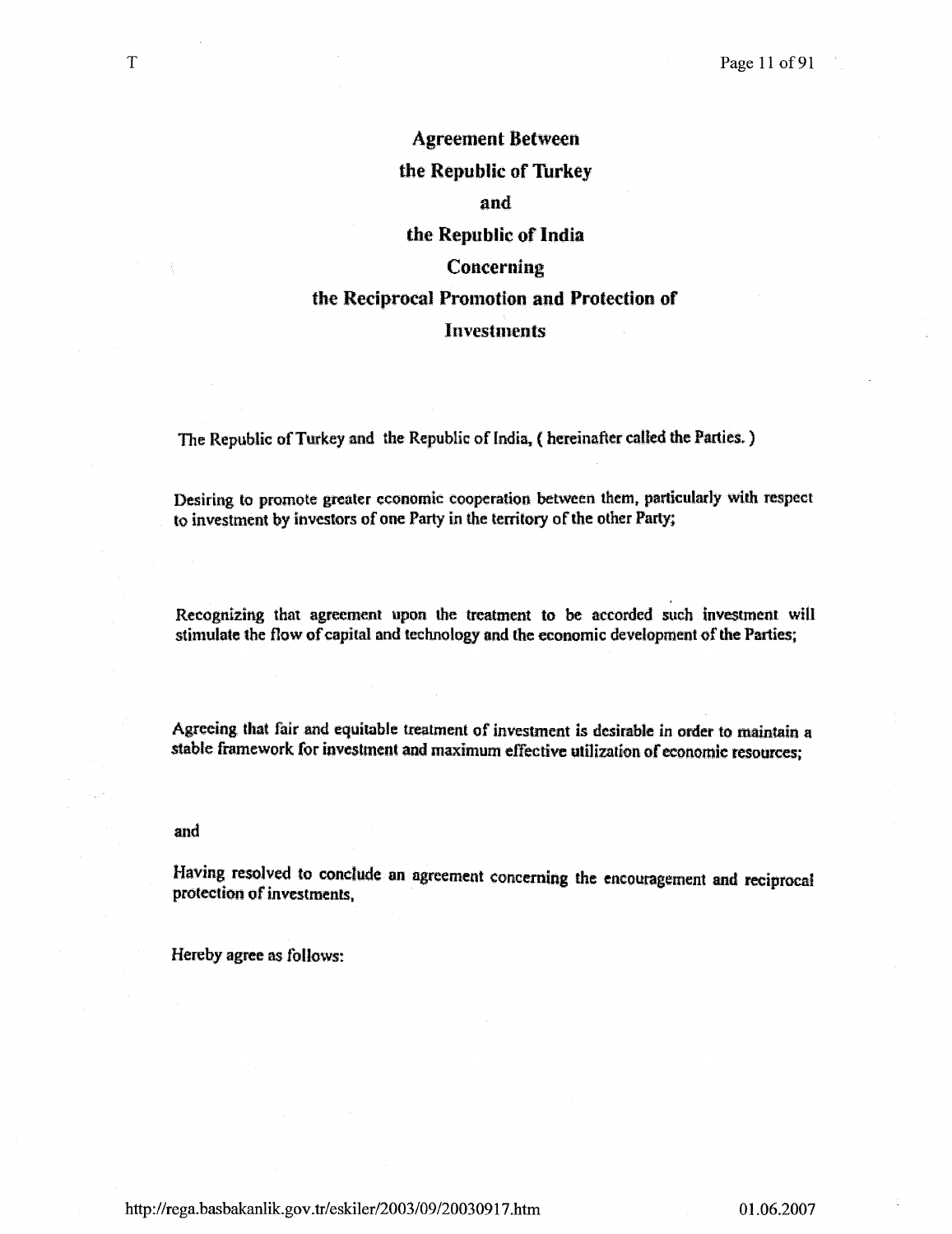# Agreement Between the Republic of Turkey and the Republic of India Concerning the Reciprocal Promotion and Protection of Investments

The Republic of Turkey and the Republic of India, ( hereinafter called the Parties. )

Desiring to promote greater economic cooperation between them, particularly with respect to investment by investors of one Party in the territory of the other Party;

Recognizing that agreement upon the treatment to be accorded such investment will stimulate the flow of capital and technology and the economic development of the Parties;

Agreeing that fair and equitable treatment of investment is desirable in order to maintain a stable framework for investment and maximum effective utilization of economic resources;

and

Having resolved to conclude an agreement concerning the encouragement and reciprocal protection of investments,

Hereby agree as follows: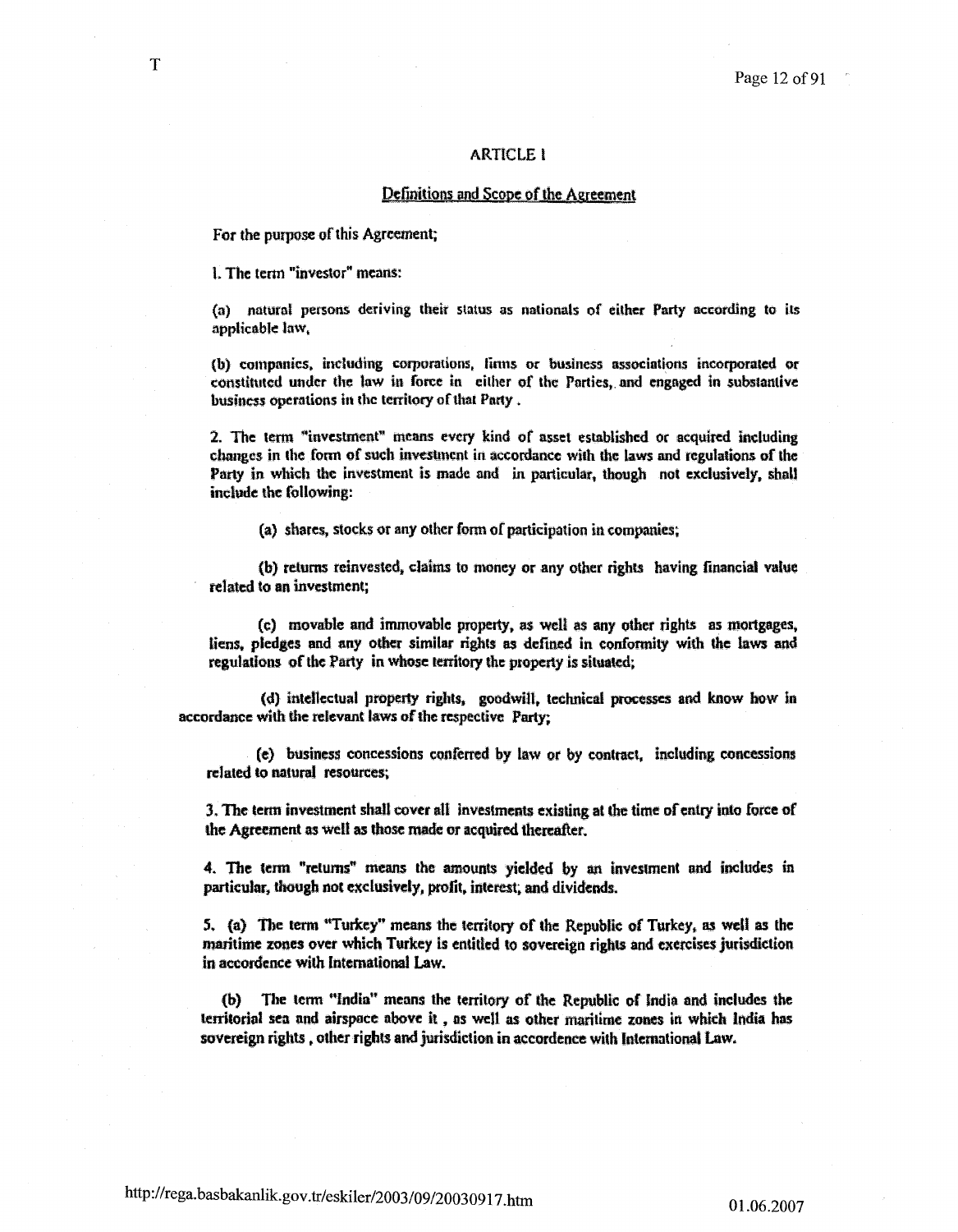## ARTICLE I

### Definitions and Scope of the Agreement

For the purpose of this Agreement;

1. The term "investor" means:

(a) natural persons deriving their status as nationals of either Party according to its applicable law,

(b) companies, including corporations, firms or business associations incorporated or constituted under the law in force in either of the Parties, and engaged in substantive business operations in the territory of that Party .

2. The term "investment" means every kind of asset established or acquired including changes in the form of such investment in accordance with the laws and regulations of the Party in which the investment is made and in particular, though not exclusively, shall include the following:

(a) shares, stocks or any other form of participation in companies;

(b) returns reinvested, claims to money or any other rights having financial value related to an investment;

(c) movable and immovable property, as well as any other rights as mortgages, liens, pledges and any other similar rights as defined in conformity with the laws and regulations of the Party in whose territory the property is situated;

(d) intellectual property rights, goodwill, technical processes and know how in accordance with the relevant laws of the respective Party;

(e) business concessions conferred by law or by contract, including concessions related to natural resources;

3. The term investment shall cover all investments existing at the time of entry into force of the Agreement as well as those made or acquired thereafter.

4. The term "returns" means the amounts yielded by an investment and includes in particular, though not exclusively, profit, interest, and dividends.

5. (a) The term "Turkey" means the territory of the Republic of Turkey, as well as the maritime zones over which Turkey is entitled to sovereign rights and exercises jurisdiction in accordance with International Law.

(b) The term "India" means the territory of the Republic of India and includes the territorial sea and airspace above it , as well as other maritime zones in which India has sovereign rights , other rights and jurisdiction in accordence with International Law.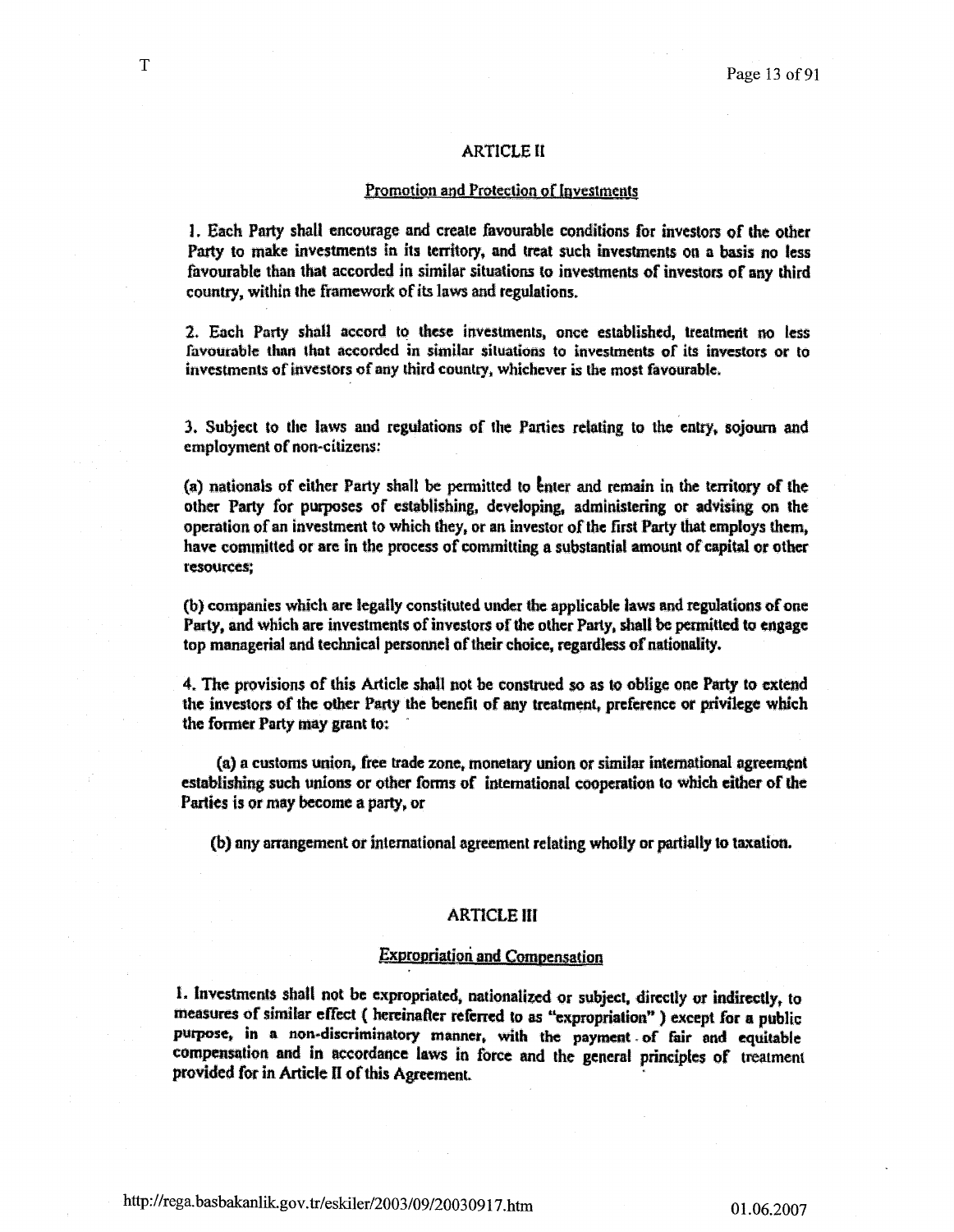## ARTICLE II

### Promotion and Protection of Investments

1. Each Party shall encourage and create favourable conditions for investors of the other Party to make investments in its territory, and treat such investments on a basis no less favourable than that accorded in similar situations to investments of investors of any third country, within the framework of its laws and regulations.

2. Each Party shall accord to these investments, once established, treatment no less favourable than that accorded in similar situations to investments of its investors or to investments of investors of any third country, whichever is the most favourable.

3. Subject to the laws and regulations of the Parties relating to the entry, sojourn and employment of non-citizens:

(a) nationals of either Party shall be permitted to enter and remain in the territory of the other Party for purposes of establishing, developing, administering or advising on the operation of an investment to which they, or an investor of the first Party that employs them, have committed or are in the process of committing a substantial amount of capital or other resources;

(b) companies which are legally constituted under the applicable laws and regulations of one Party, and which are investments of investors of the other Party, shall be permitted to engage top managerial and technical personnel of their choice, regardless of nationality.

4. The provisions of this Article shall not be construed so as to oblige one Party to extend the investors of the other Party the benefit of any treatment, preference or privilege which the former Party may grant to:

(a) a customs union, free trade zone, monetary union or similar international agreement establishing such unions or other forms of international cooperation to which either of the Parties is or may become a party, or

(b) any arrangement or international agreement relating wholly or partially to taxation.

## ARTICLE III

### Expropriation and Compensation

1. Investments shall not be expropriated, nationalized or subject, directly or indirectly, to measures of similar effect ( hereinafter referred to as "expropriation" ) except for a public purpose, in a non-discriminatory manner, with the payment of fair and equitable compensation and in accordance laws in force and the general principles of treatment provided for in Article II of this Agreement.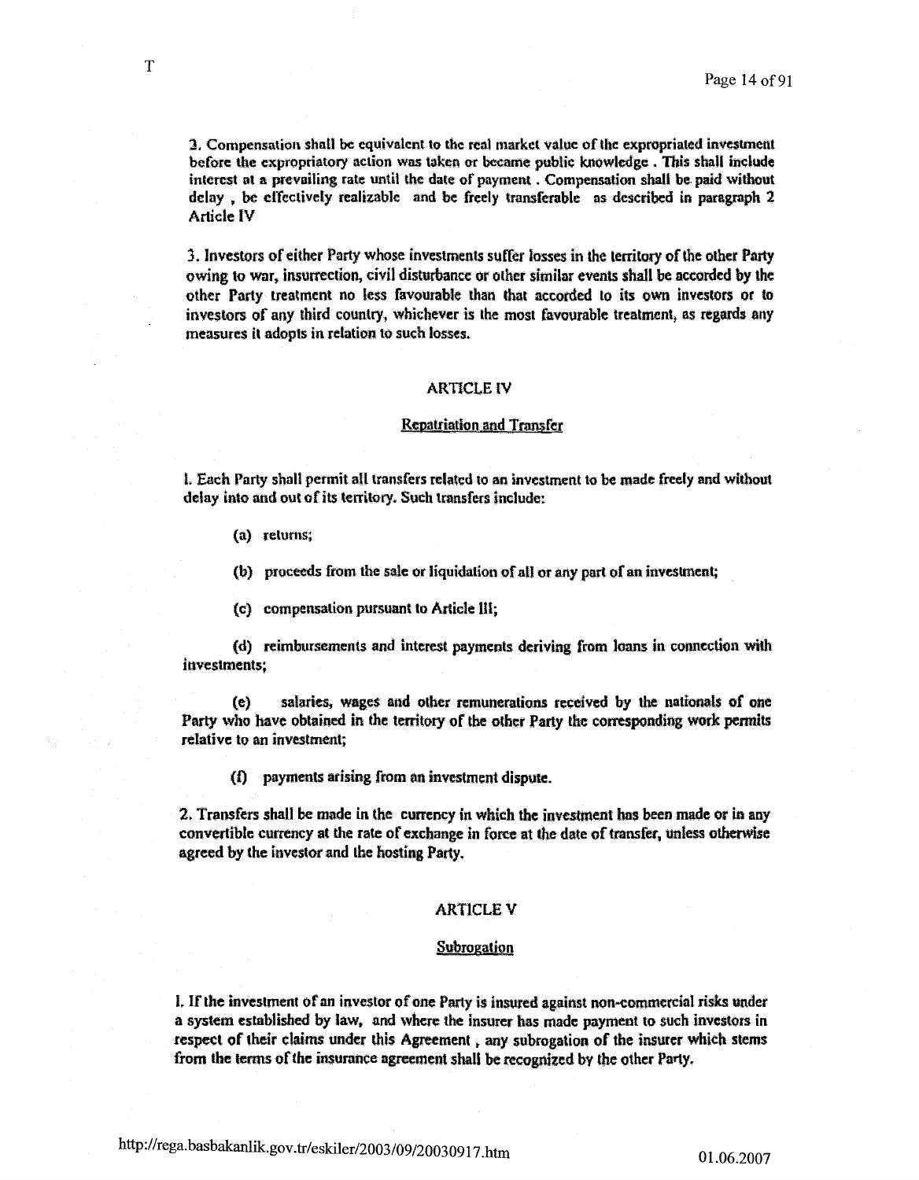2. Compensation shall be equivalent to the real market value of the expropriated investment before the expropriatory action was taken or became public knowledge . This shall include interest at a prevailing rate until the date of payment . Compensation shall be paid without delay , be effectively realizable and be freely transferable as described in paragraph 2 Article IV

3. Investors of either Party whose investments suffer losses in the territory of the other Party owing to war, insurrection, civil disturbance or other similar events shall be accorded by the other Party treatment no less favourable than that accorded to its own investors or to investors of any third country, whichever is the most favourable treatment, as regards any measures it adopts in relation to such losses.

## ARTICLE IV

### Repatriation and Transfer

1. Each Party shall permit all transfers related to an investment to be made freely and without delay into and out of its territory. Such transfers include:

(a) returns;

(b) proceeds from the sale or liquidation of all or any part of an investment;

(c) compensation pursuant to Article III;

(d) reimbursements and interest payments deriving from loans in connection with investments;

(e) salaries, wages and other remunerations received by the nationals of one Party who have obtained in the territory of the other Party the corresponding work permits relative to an investment;

(f) payments arising from an investment dispute.

2. Transfers shall be made in the currency in which the investment has been made or in any convertible currency at the rate of exchange in force at the date of transfer, unless otherwise agreed by the investor and the hosting Party.

## ARTICLE V

### Subrogation

1. If the investment of an investor of one Party is insured against non-commercial risks under a system established by law, and where the insurer has made payment to such investors in respect of their claims under this Agreement , any subrogation of the insurer which stems from the terms of the insurance agreement shall be recognized by the other Party.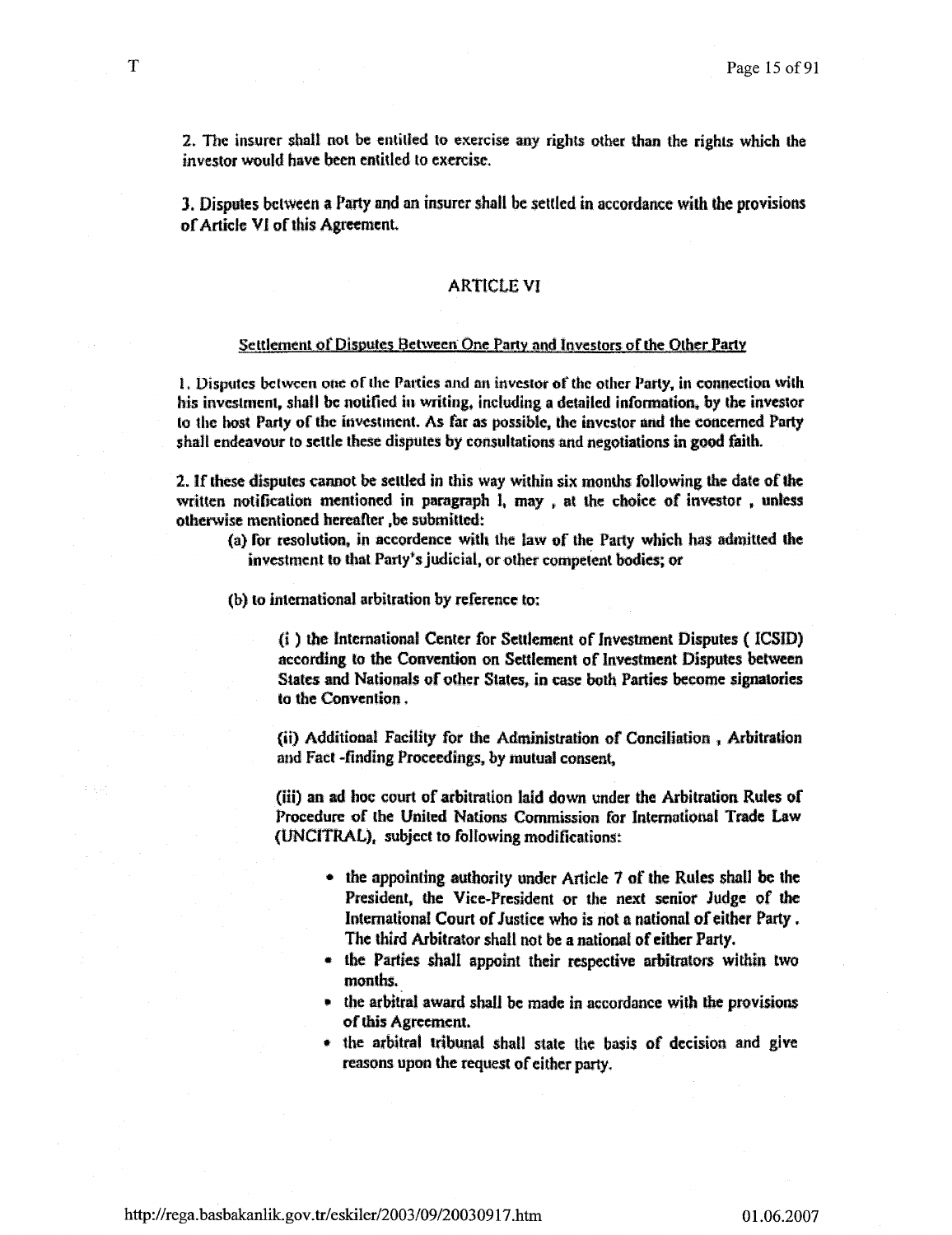2. The insurer shall not be entitled to exercise any rights other than the rights which the investor would have been entitled to exercise.

3. Disputes between a Party and an insurer shall be settled in accordance with the provisions of Article VI of this Agreement.

## ARTICLE VI

### Settlement of Disputes Between One Party and Investors of the Other Party

1. Disputes between one of the Parties and an investor of the other Party, in connection with his investment, shall be notified in writing, including a detailed information, by the investor to the host Party of the investment. As far as possible, the investor and the concerned Party shall endeavour to settle these disputes by consultations and negotiations in good faith.

2. If these disputes cannot be settled in this way within six months following the date of the written notification mentioned in paragraph 1, may , at the choice of investor , unless otherwise mentioned hereafter ,be submitted:

(a) for resolution, in accordence with the law of the Party which has admitted the investment to that Party's judicial, or other competent bodies; or

(b) to international arbitration by reference to:

(i ) the International Center for Settlement of Investment Disputes ( ICSID) according to the Convention on Settlement of Investment Disputes between States and Nationals of other States, in case both Parties become signatories to the Convention .

(ii) Additional Facility for the Administration of Conciliation , Arbitration and Fact -finding Proceedings, by mutual consent,

(iii) an ad hoc court of arbitration laid down under the Arbitration Rules of Procedure of the United Nations Commission for International Trade Law (UNCITRAL), subject to following modifications:

- the appointing authority under Article 7 of the Rules shall be the President, the Vice-President or the next senior Judge of the International Court of Justice who is not a national of either Party . The third Arbitrator shall not be a national of either Party.
- the Parties shall appoint their respective arbitrators within two months.
- the arbitral award shall be made in accordance with the provisions of this Agreement.
- the arbitral tribunal shall state the basis of decision and give reasons upon the request of either party.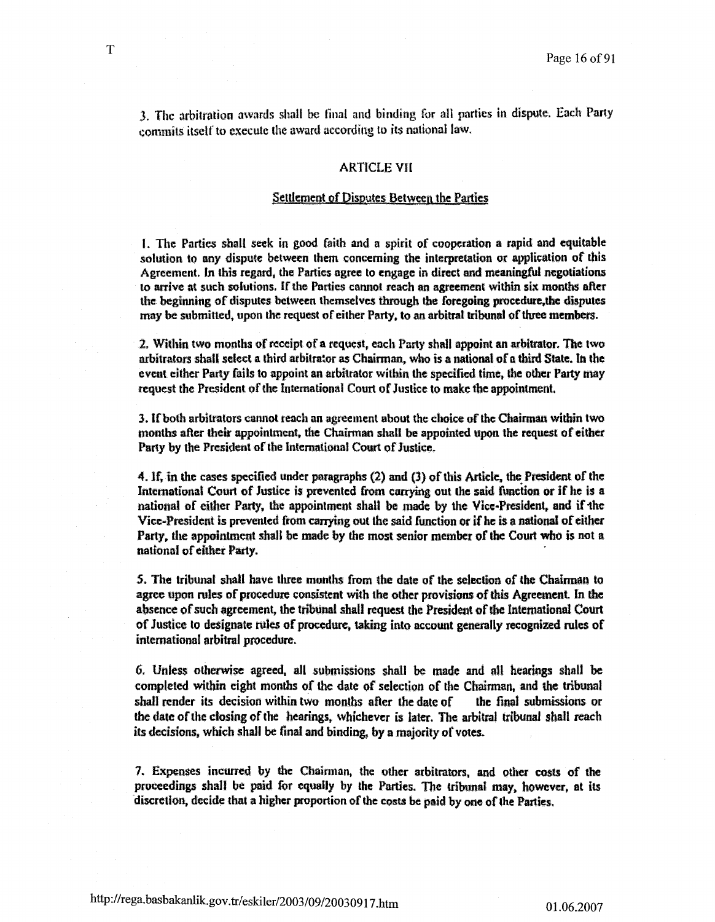3. The arbitration awards shall be final and binding for all parties in dispute. Each Party commits itself to execute the award according to its national law.

## ARTICLE VII

### Settlement of Disputes Between the Parties

1. The Parties shall seek in good faith and a spirit of cooperation a rapid and equitable solution to any dispute between them concerning the interpretation or application of this Agreement. In this regard, the Parties agree to engage in direct and meaningful negotiations to arrive at such solutions. If the Parties cannot reach an agreement within six months after the beginning of disputes between themselves through the foregoing procedure,the disputes may be submitted, upon the request of either Party, to an arbitral tribunal of three members.

2. Within two months of receipt of a request, each Party shall appoint an arbitrator. The two arbitrators shall select a third arbitrator as Chairman, who is a national of a third State. In the event either Party fails to appoint an arbitrator within the specified time, the other Party may request the President of the International Court of Justice to make the appointment.

3. If both arbitrators cannot reach an agreement about the choice of the Chairman within two months after their appointment, the Chairman shall be appointed upon the request of either Party by the President of the International Court of Justice.

4. If, in the cases specified under paragraphs (2) and (3) of this Article, the President of the International Court of Justice is prevented from carrying out the said function or if he is a national of either Party, the appointment shall be made by the Vice-President, and if the Vice-President is prevented from carrying out the said function or if he is a national of either Party, the appointment shall be made by the most senior member of the Court who is not a national of either Party.

5. The tribunal shall have three months from the date of the selection of the Chairman to agree upon rules of procedure consistent with the other provisions of this Agreement. In the absence of such agreement, the tribunal shall request the President of the International Court of Justice to designate rules of procedure, taking into account generally recognized rules of international arbitral procedure.

6. Unless otherwise agreed, all submissions shall be made and all hearings shall be completed within eight months of the date of selection of the Chairman, and the tribunal shall render its decision within two months after the date of the final submissions or the date of the closing of the hearings, whichever is later. The arbitral tribunal shall reach its decisions, which shall be final and binding, by a majority of votes.

7. Expenses incurred by the Chairman, the other arbitrators, and other costs of the proceedings shall be paid for equally by the Parties. The tribunal may, however, at its discretion, decide that a higher proportion of the costs be paid by one of the Parties.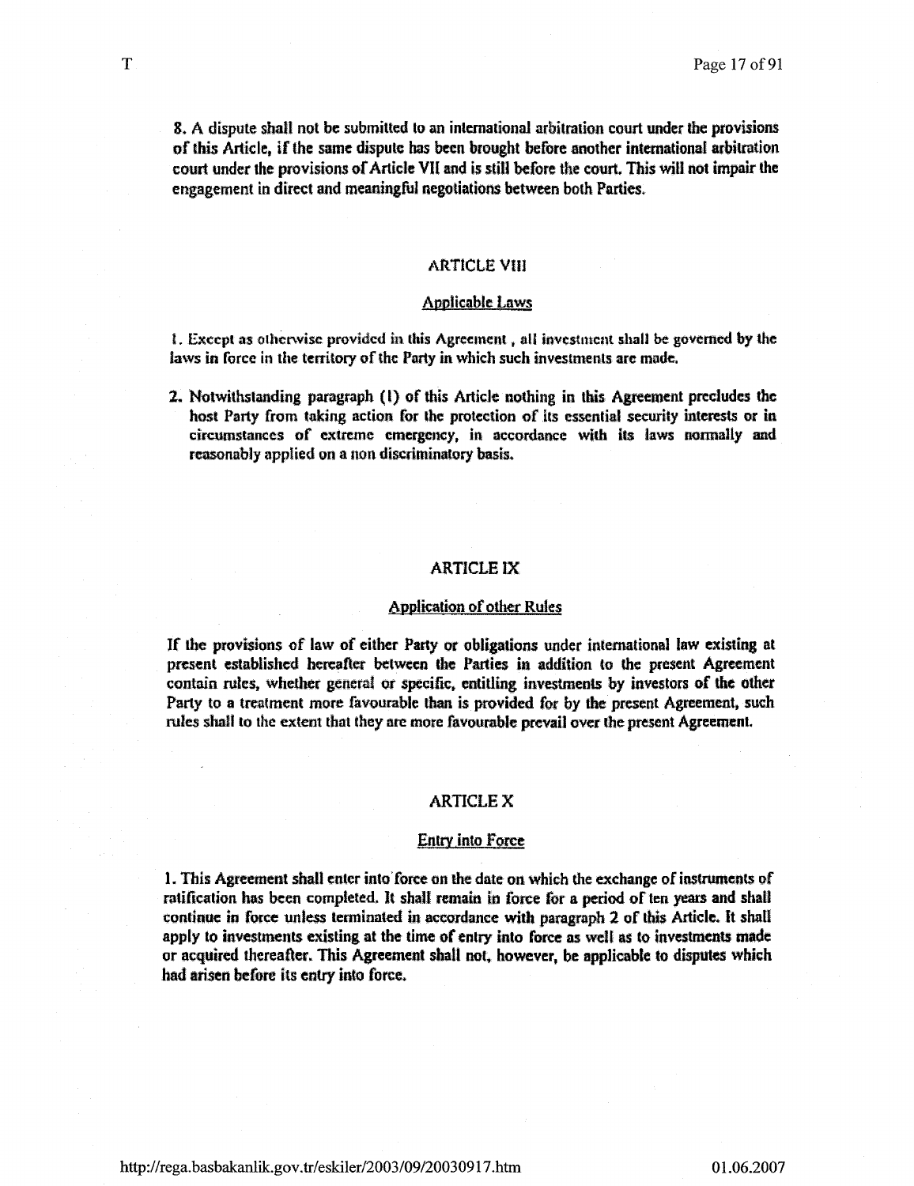8. A dispute shall not be submitted to an international arbitration court under the provisions of this Article, if the same dispute has been brought before another international arbitration court under the provisions of Article VII and is still before the court. This will not impair the engagement in direct and meaningful negotiations between both Parties.

## ARTICLE VIII

### Applicable Laws

1. Except as otherwise provided in this Agreement , all investment shall be governed by the laws in force in the territory of the Party in which such investments are made.

2. Notwithstanding paragraph (1) of this Article nothing in this Agreement precludes the host Party from taking action for the protection of its essential security interests or in circumstances of extreme emergency, in accordance with its laws normally and reasonably applied on a non discriminatory basis.

## ARTICLE IX

### Application of other Rules

If the provisions of law of either Party or obligations under international law existing at present established hereafter between the Parties in addition to the present Agreement contain rules, whether general or specific, entitling investments by investors of the other Party to a treatment more favourable than is provided for by the present Agreement, such rules shall to the extent that they are more favourable prevail over the present Agreement.

## ARTICLE X

### Entry into Force

1. This Agreement shall enter into force on the date on which the exchange of instruments of ratification has been completed. It shall remain in force for a period of ten years and shall continue in force unless terminated in accordance with paragraph 2 of this Article. It shall apply to investments existing at the time of entry into force as well as to investments made or acquired thereafter. This Agreement shall not, however, be applicable to disputes which had arisen before its entry into force.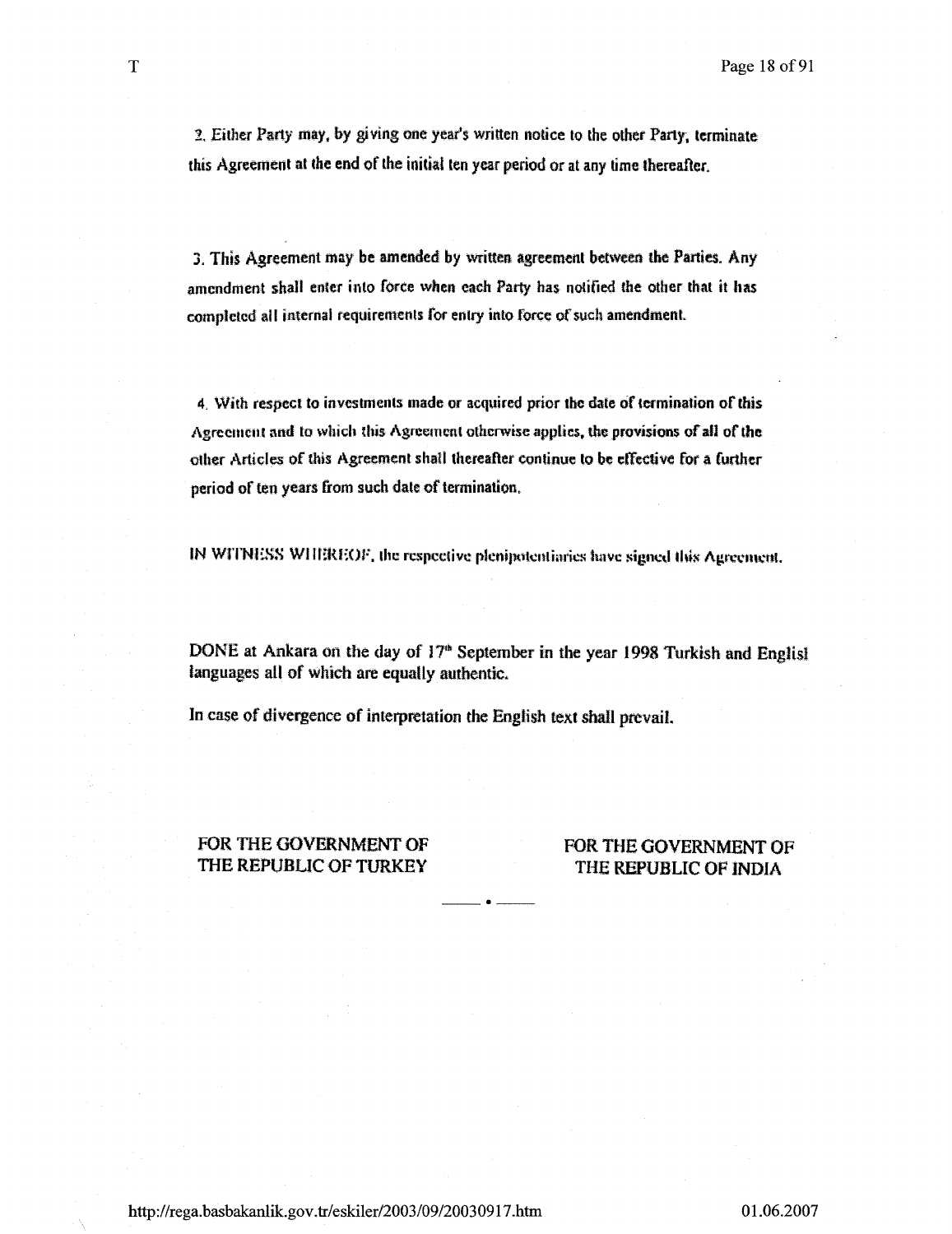2. Either Party may, by giving one year's written notice to the other Party, terminate this Agreement at the end of the initial ten year period or at any time thereafter.

3. This Agreement may be amended by written agreement between the Parties. Any amendment shall enter into force when each Party has notified the other that it has completed all internal requirements for entry into force of such amendment.

4. With respect to investments made or acquired prior the date of termination of this Agreement and to which this Agreement otherwise applies, the provisions of all of the other Articles of this Agreement shall thereafter continue to be effective for a further period of ten years from such date of termination.

IN WITNESS WHEREOF, the respective plenipotentiaries have signed this Agreement.

DONE at Ankara on the day of 17th September in the year 1998 Turkish and English languages all of which are equally authentic.

In case of divergence of interpretation the English text shall prevail.

| | |
|---|---|
| FOR THE GOVERNMENT OF THE REPUBLIC OF TURKEY | FOR THE GOVERNMENT OF THE REPUBLIC OF INDIA |